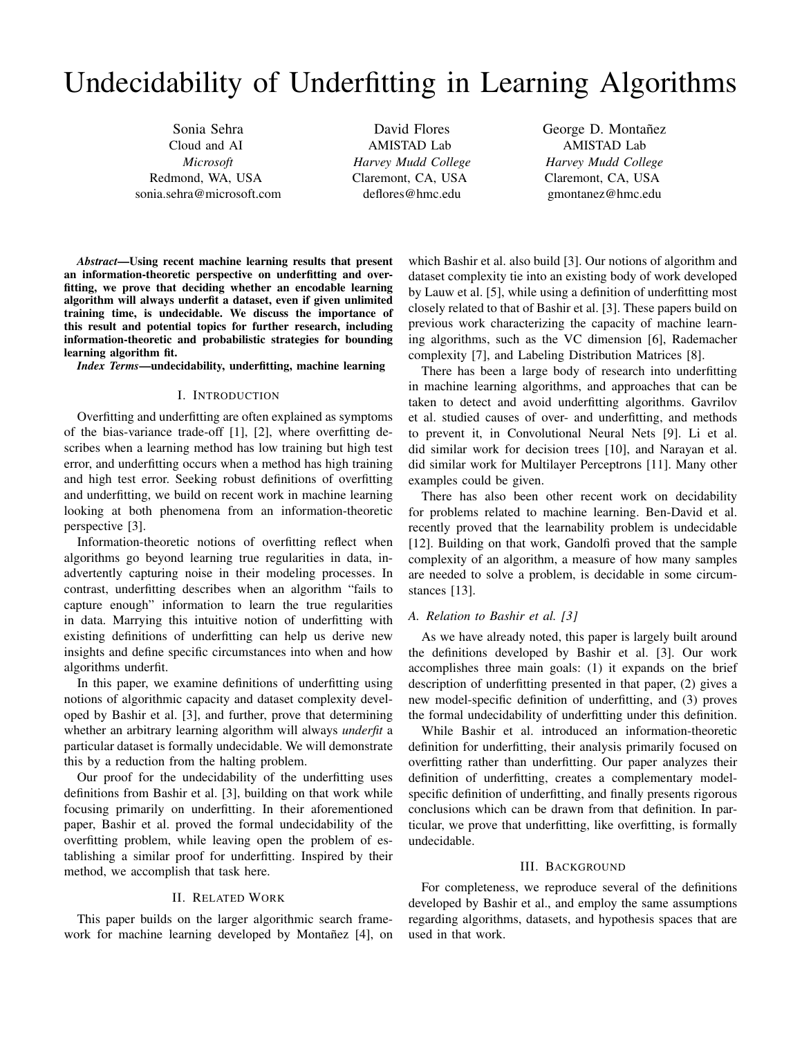# Undecidability of Underfitting in Learning Algorithms

Sonia Sehra
Cloud and AI
*Microsoft*
Redmond, WA, USA
sonia.sehra@microsoft.com

David Flores
AMISTAD Lab
*Harvey Mudd College*
Claremont, CA, USA
deflores@hmc.edu

George D. Montañez
AMISTAD Lab
*Harvey Mudd College*
Claremont, CA, USA
gmontanez@hmc.edu

***Abstract*—Using recent machine learning results that present an information-theoretic perspective on underfitting and overfitting, we prove that deciding whether an encodable learning algorithm will always underfit a dataset, even if given unlimited training time, is undecidable. We discuss the importance of this result and potential topics for further research, including information-theoretic and probabilistic strategies for bounding learning algorithm fit.**

***Index Terms*—undecidability, underfitting, machine learning**

## I. Introduction

Overfitting and underfitting are often explained as symptoms of the bias-variance trade-off [1], [2], where overfitting describes when a learning method has low training but high test error, and underfitting occurs when a method has high training and high test error. Seeking robust definitions of overfitting and underfitting, we build on recent work in machine learning looking at both phenomena from an information-theoretic perspective [3].

Information-theoretic notions of overfitting reflect when algorithms go beyond learning true regularities in data, inadvertently capturing noise in their modeling processes. In contrast, underfitting describes when an algorithm "fails to capture enough" information to learn the true regularities in data. Marrying this intuitive notion of underfitting with existing definitions of underfitting can help us derive new insights and define specific circumstances into when and how algorithms underfit.

In this paper, we examine definitions of underfitting using notions of algorithmic capacity and dataset complexity developed by Bashir et al. [3], and further, prove that determining whether an arbitrary learning algorithm will always *underfit* a particular dataset is formally undecidable. We will demonstrate this by a reduction from the halting problem.

Our proof for the undecidability of the underfitting uses definitions from Bashir et al. [3], building on that work while focusing primarily on underfitting. In their aforementioned paper, Bashir et al. proved the formal undecidability of the overfitting problem, while leaving open the problem of establishing a similar proof for underfitting. Inspired by their method, we accomplish that task here.

## II. Related Work

This paper builds on the larger algorithmic search framework for machine learning developed by Montañez [4], on which Bashir et al. also build [3]. Our notions of algorithm and dataset complexity tie into an existing body of work developed by Lauw et al. [5], while using a definition of underfitting most closely related to that of Bashir et al. [3]. These papers build on previous work characterizing the capacity of machine learning algorithms, such as the VC dimension [6], Rademacher complexity [7], and Labeling Distribution Matrices [8].

There has been a large body of research into underfitting in machine learning algorithms, and approaches that can be taken to detect and avoid underfitting algorithms. Gavrilov et al. studied causes of over- and underfitting, and methods to prevent it, in Convolutional Neural Nets [9]. Li et al. did similar work for decision trees [10], and Narayan et al. did similar work for Multilayer Perceptrons [11]. Many other examples could be given.

There has also been other recent work on decidability for problems related to machine learning. Ben-David et al. recently proved that the learnability problem is undecidable [12]. Building on that work, Gandolfi proved that the sample complexity of an algorithm, a measure of how many samples are needed to solve a problem, is decidable in some circumstances [13].

### A. Relation to Bashir et al. [3]

As we have already noted, this paper is largely built around the definitions developed by Bashir et al. [3]. Our work accomplishes three main goals: (1) it expands on the brief description of underfitting presented in that paper, (2) gives a new model-specific definition of underfitting, and (3) proves the formal undecidability of underfitting under this definition.

While Bashir et al. introduced an information-theoretic definition for underfitting, their analysis primarily focused on overfitting rather than underfitting. Our paper analyzes their definition of underfitting, creates a complementary model-specific definition of underfitting, and finally presents rigorous conclusions which can be drawn from that definition. In particular, we prove that underfitting, like overfitting, is formally undecidable.

## III. Background

For completeness, we reproduce several of the definitions developed by Bashir et al., and employ the same assumptions regarding algorithms, datasets, and hypothesis spaces that are used in that work.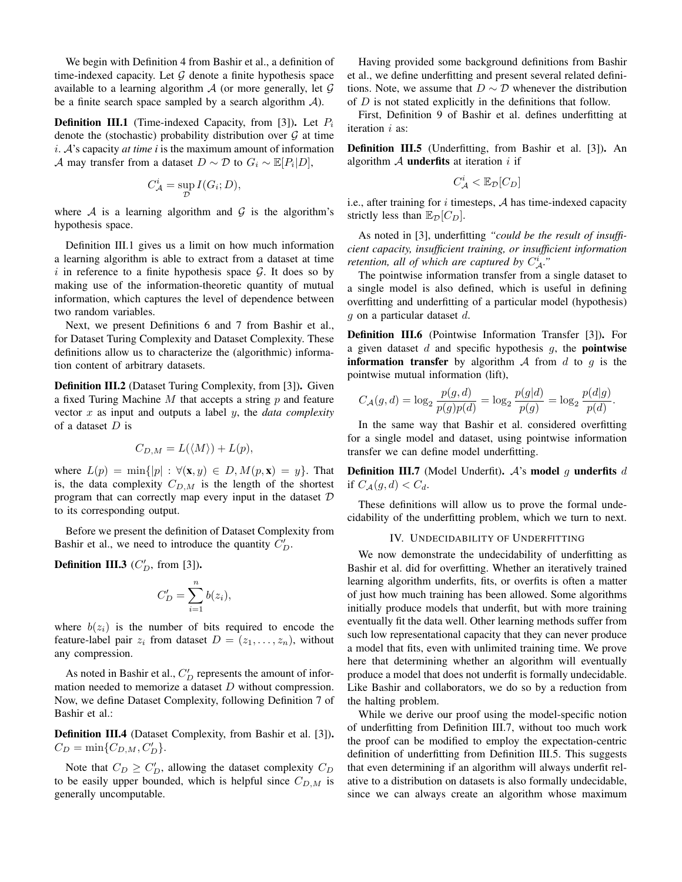We begin with Definition 4 from Bashir et al., a definition of time-indexed capacity. Let $\mathcal{G}$ denote a finite hypothesis space available to a learning algorithm $\mathcal{A}$ (or more generally, let $\mathcal{G}$ be a finite search space sampled by a search algorithm $\mathcal{A}$).

**Definition III.1** (Time-indexed Capacity, from [3]). Let $P_i$ denote the (stochastic) probability distribution over $\mathcal{G}$ at time $i$. $\mathcal{A}$'s capacity *at time i* is the maximum amount of information $\mathcal{A}$ may transfer from a dataset $D \sim \mathcal{D}$ to $G_i \sim \mathbb{E}[P_i|D]$,

$$C^i_{\mathcal{A}} = \sup_{\mathcal{D}} I(G_i; D),$$

where $\mathcal{A}$ is a learning algorithm and $\mathcal{G}$ is the algorithm's hypothesis space.

Definition III.1 gives us a limit on how much information a learning algorithm is able to extract from a dataset at time $i$ in reference to a finite hypothesis space $\mathcal{G}$. It does so by making use of the information-theoretic quantity of mutual information, which captures the level of dependence between two random variables.

Next, we present Definitions 6 and 7 from Bashir et al., for Dataset Turing Complexity and Dataset Complexity. These definitions allow us to characterize the (algorithmic) information content of arbitrary datasets.

**Definition III.2** (Dataset Turing Complexity, from [3]). Given a fixed Turing Machine $M$ that accepts a string $p$ and feature vector $x$ as input and outputs a label $y$, the *data complexity* of a dataset $D$ is

$$C_{D,M} = L(\langle M \rangle) + L(p),$$

where $L(p) = \min\{|p| : \forall(\mathbf{x}, y) \in D, M(p, \mathbf{x}) = y\}$. That is, the data complexity $C_{D,M}$ is the length of the shortest program that can correctly map every input in the dataset $\mathcal{D}$ to its corresponding output.

Before we present the definition of Dataset Complexity from Bashir et al., we need to introduce the quantity $C'_D$.

**Definition III.3** ($C'_D$, from [3]).

$$C'_D = \sum_{i=1}^{n} b(z_i),$$

where $b(z_i)$ is the number of bits required to encode the feature-label pair $z_i$ from dataset $D = (z_1, \ldots, z_n)$, without any compression.

As noted in Bashir et al., $C'_D$ represents the amount of information needed to memorize a dataset $D$ without compression. Now, we define Dataset Complexity, following Definition 7 of Bashir et al.:

**Definition III.4** (Dataset Complexity, from Bashir et al. [3]). $C_D = \min\{C_{D,M}, C'_D\}$.

Note that $C_D \geq C'_D$, allowing the dataset complexity $C_D$ to be easily upper bounded, which is helpful since $C_{D,M}$ is generally uncomputable.

Having provided some background definitions from Bashir et al., we define underfitting and present several related definitions. Note, we assume that $D \sim \mathcal{D}$ whenever the distribution of $D$ is not stated explicitly in the definitions that follow.

First, Definition 9 of Bashir et al. defines underfitting at iteration $i$ as:

**Definition III.5** (Underfitting, from Bashir et al. [3]). An algorithm $\mathcal{A}$ **underfits** at iteration $i$ if

$$C^i_{\mathcal{A}} < \mathbb{E}_{\mathcal{D}}[C_D]$$

i.e., after training for $i$ timesteps, $\mathcal{A}$ has time-indexed capacity strictly less than $\mathbb{E}_{\mathcal{D}}[C_D]$.

As noted in [3], underfitting *"could be the result of insufficient capacity, insufficient training, or insufficient information retention, all of which are captured by $C^i_{\mathcal{A}}$."*

The pointwise information transfer from a single dataset to a single model is also defined, which is useful in defining overfitting and underfitting of a particular model (hypothesis) $g$ on a particular dataset $d$.

**Definition III.6** (Pointwise Information Transfer [3]). For a given dataset $d$ and specific hypothesis $g$, the **pointwise information transfer** by algorithm $\mathcal{A}$ from $d$ to $g$ is the pointwise mutual information (lift),

$$C_{\mathcal{A}}(g, d) = \log_2 \frac{p(g, d)}{p(g)p(d)} = \log_2 \frac{p(g|d)}{p(g)} = \log_2 \frac{p(d|g)}{p(d)}.$$

In the same way that Bashir et al. considered overfitting for a single model and dataset, using pointwise information transfer we can define model underfitting.

**Definition III.7** (Model Underfit). $\mathcal{A}$'s **model** $g$ **underfits** $d$ if $C_{\mathcal{A}}(g, d) < C_d$.

These definitions will allow us to prove the formal undecidability of the underfitting problem, which we turn to next.

## IV. Undecidability of Underfitting

We now demonstrate the undecidability of underfitting as Bashir et al. did for overfitting. Whether an iteratively trained learning algorithm underfits, fits, or overfits is often a matter of just how much training has been allowed. Some algorithms initially produce models that underfit, but with more training eventually fit the data well. Other learning methods suffer from such low representational capacity that they can never produce a model that fits, even with unlimited training time. We prove here that determining whether an algorithm will eventually produce a model that does not underfit is formally undecidable. Like Bashir and collaborators, we do so by a reduction from the halting problem.

While we derive our proof using the model-specific notion of underfitting from Definition III.7, without too much work the proof can be modified to employ the expectation-centric definition of underfitting from Definition III.5. This suggests that even determining if an algorithm will always underfit relative to a distribution on datasets is also formally undecidable, since we can always create an algorithm whose maximum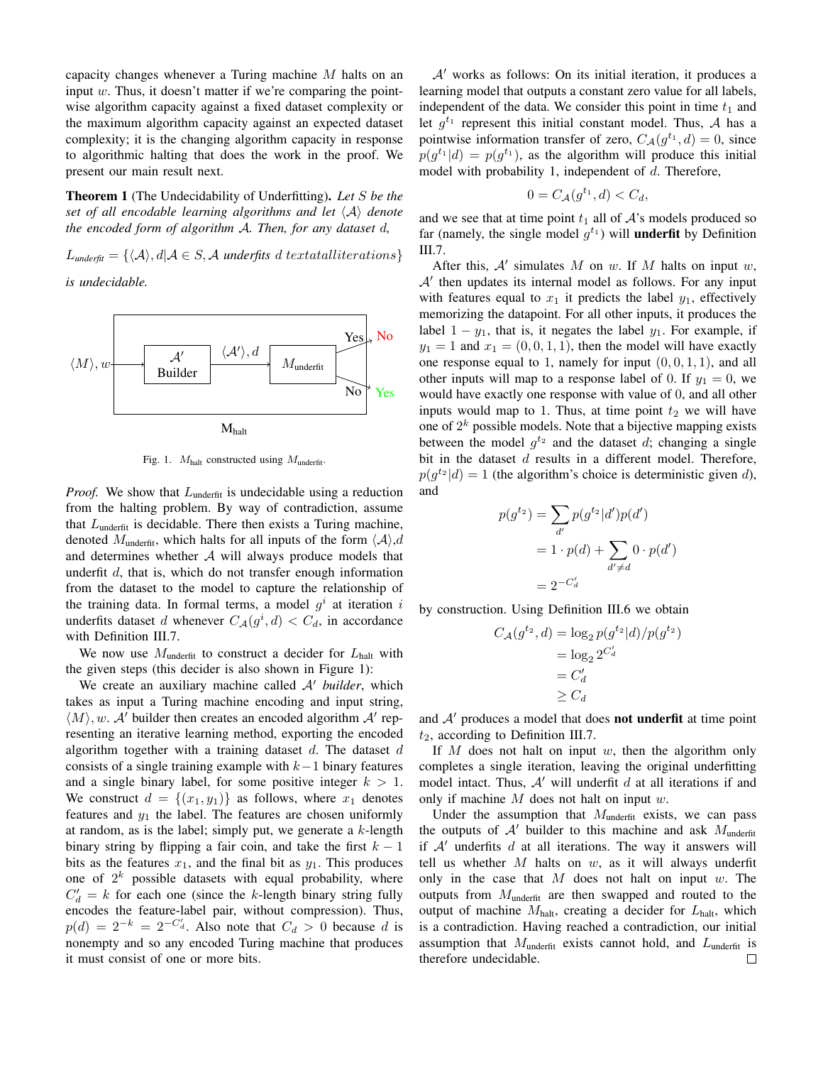capacity changes whenever a Turing machine $M$ halts on an input $w$. Thus, it doesn't matter if we're comparing the point-wise algorithm capacity against a fixed dataset complexity or the maximum algorithm capacity against an expected dataset complexity; it is the changing algorithm capacity in response to algorithmic halting that does the work in the proof. We present our main result next.

**Theorem 1** (The Undecidability of Underfitting). *Let $S$ be the set of all encodable learning algorithms and let $\langle \mathcal{A} \rangle$ denote the encoded form of algorithm $\mathcal{A}$. Then, for any dataset $d$,*

$$L_{underfit} = \{\langle \mathcal{A} \rangle, d | \mathcal{A} \in S, \mathcal{A} \text{ underfits } d\, textatalliterations\}$$

*is undecidable.*

Fig. 1. $M_{\text{halt}}$ constructed using $M_{\text{underfit}}$.

*Proof.* We show that $L_{\text{underfit}}$ is undecidable using a reduction from the halting problem. By way of contradiction, assume that $L_{\text{underfit}}$ is decidable. There then exists a Turing machine, denoted $M_{\text{underfit}}$, which halts for all inputs of the form $\langle \mathcal{A} \rangle$,$d$ and determines whether $\mathcal{A}$ will always produce models that underfit $d$, that is, which do not transfer enough information from the dataset to the model to capture the relationship of the training data. In formal terms, a model $g^i$ at iteration $i$ underfits dataset $d$ whenever $C_{\mathcal{A}}(g^i, d) < C_d$, in accordance with Definition III.7.

We now use $M_{\text{underfit}}$ to construct a decider for $L_{\text{halt}}$ with the given steps (this decider is also shown in Figure 1):

We create an auxiliary machine called $\mathcal{A}'$ *builder*, which takes as input a Turing machine encoding and input string, $\langle M \rangle, w$. $\mathcal{A}'$ builder then creates an encoded algorithm $\mathcal{A}'$ representing an iterative learning method, exporting the encoded algorithm together with a training dataset $d$. The dataset $d$ consists of a single training example with $k-1$ binary features and a single binary label, for some positive integer $k > 1$. We construct $d = \{(x_1, y_1)\}$ as follows, where $x_1$ denotes features and $y_1$ the label. The features are chosen uniformly at random, as is the label; simply put, we generate a $k$-length binary string by flipping a fair coin, and take the first $k-1$ bits as the features $x_1$, and the final bit as $y_1$. This produces one of $2^k$ possible datasets with equal probability, where $C'_d = k$ for each one (since the $k$-length binary string fully encodes the feature-label pair, without compression). Thus, $p(d) = 2^{-k} = 2^{-C'_d}$. Also note that $C_d > 0$ because $d$ is nonempty and so any encoded Turing machine that produces it must consist of one or more bits.

$\mathcal{A}'$ works as follows: On its initial iteration, it produces a learning model that outputs a constant zero value for all labels, independent of the data. We consider this point in time $t_1$ and let $g^{t_1}$ represent this initial constant model. Thus, $\mathcal{A}$ has a pointwise information transfer of zero, $C_{\mathcal{A}}(g^{t_1}, d) = 0$, since $p(g^{t_1}|d) = p(g^{t_1})$, as the algorithm will produce this initial model with probability 1, independent of $d$. Therefore,

$$0 = C_{\mathcal{A}}(g^{t_1}, d) < C_d,$$

and we see that at time point $t_1$ all of $\mathcal{A}$'s models produced so far (namely, the single model $g^{t_1}$) will **underfit** by Definition III.7.

After this, $\mathcal{A}'$ simulates $M$ on $w$. If $M$ halts on input $w$, $\mathcal{A}'$ then updates its internal model as follows. For any input with features equal to $x_1$ it predicts the label $y_1$, effectively memorizing the datapoint. For all other inputs, it produces the label $1 - y_1$, that is, it negates the label $y_1$. For example, if $y_1 = 1$ and $x_1 = (0, 0, 1, 1)$, then the model will have exactly one response equal to 1, namely for input $(0, 0, 1, 1)$, and all other inputs will map to a response label of 0. If $y_1 = 0$, we would have exactly one response with value of 0, and all other inputs would map to 1. Thus, at time point $t_2$ we will have one of $2^k$ possible models. Note that a bijective mapping exists between the model $g^{t_2}$ and the dataset $d$; changing a single bit in the dataset $d$ results in a different model. Therefore, $p(g^{t_2}|d) = 1$ (the algorithm's choice is deterministic given $d$), and

$$\begin{aligned}
p(g^{t_2}) &= \sum_{d'} p(g^{t_2}|d')p(d') \\
&= 1 \cdot p(d) + \sum_{d' \neq d} 0 \cdot p(d') \\
&= 2^{-C'_d}
\end{aligned}$$

by construction. Using Definition III.6 we obtain

$$\begin{aligned}
C_{\mathcal{A}}(g^{t_2}, d) &= \log_2 p(g^{t_2}|d)/p(g^{t_2}) \\
&= \log_2 2^{C'_d} \\
&= C'_d \\
&\geq C_d
\end{aligned}$$

and $\mathcal{A}'$ produces a model that does **not underfit** at time point $t_2$, according to Definition III.7.

If $M$ does not halt on input $w$, then the algorithm only completes a single iteration, leaving the original underfitting model intact. Thus, $\mathcal{A}'$ will underfit $d$ at all iterations if and only if machine $M$ does not halt on input $w$.

Under the assumption that $M_{\text{underfit}}$ exists, we can pass the outputs of $\mathcal{A}'$ builder to this machine and ask $M_{\text{underfit}}$ if $\mathcal{A}'$ underfits $d$ at all iterations. The way it answers will tell us whether $M$ halts on $w$, as it will always underfit only in the case that $M$ does not halt on input $w$. The outputs from $M_{\text{underfit}}$ are then swapped and routed to the output of machine $M_{\text{halt}}$, creating a decider for $L_{\text{halt}}$, which is a contradiction. Having reached a contradiction, our initial assumption that $M_{\text{underfit}}$ exists cannot hold, and $L_{\text{underfit}}$ is therefore undecidable. □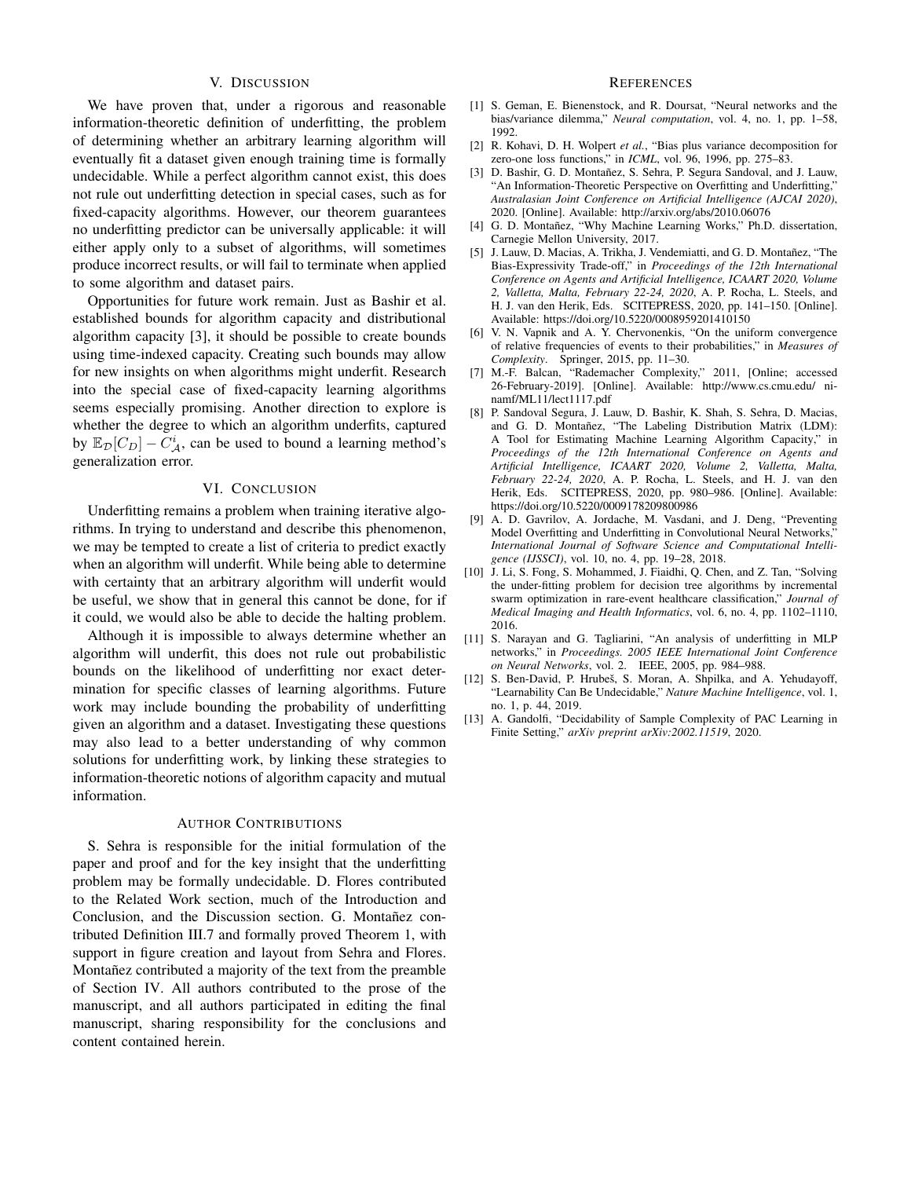## V. Discussion

We have proven that, under a rigorous and reasonable information-theoretic definition of underfitting, the problem of determining whether an arbitrary learning algorithm will eventually fit a dataset given enough training time is formally undecidable. While a perfect algorithm cannot exist, this does not rule out underfitting detection in special cases, such as for fixed-capacity algorithms. However, our theorem guarantees no underfitting predictor can be universally applicable: it will either apply only to a subset of algorithms, will sometimes produce incorrect results, or will fail to terminate when applied to some algorithm and dataset pairs.

Opportunities for future work remain. Just as Bashir et al. established bounds for algorithm capacity and distributional algorithm capacity [3], it should be possible to create bounds using time-indexed capacity. Creating such bounds may allow for new insights on when algorithms might underfit. Research into the special case of fixed-capacity learning algorithms seems especially promising. Another direction to explore is whether the degree to which an algorithm underfits, captured by $\mathbb{E}_{\mathcal{D}}[C_D] - C^{i}_{\mathcal{A}}$, can be used to bound a learning method's generalization error.

## VI. Conclusion

Underfitting remains a problem when training iterative algorithms. In trying to understand and describe this phenomenon, we may be tempted to create a list of criteria to predict exactly when an algorithm will underfit. While being able to determine with certainty that an arbitrary algorithm will underfit would be useful, we show that in general this cannot be done, for if it could, we would also be able to decide the halting problem.

Although it is impossible to always determine whether an algorithm will underfit, this does not rule out probabilistic bounds on the likelihood of underfitting nor exact determination for specific classes of learning algorithms. Future work may include bounding the probability of underfitting given an algorithm and a dataset. Investigating these questions may also lead to a better understanding of why common solutions for underfitting work, by linking these strategies to information-theoretic notions of algorithm capacity and mutual information.

## Author Contributions

S. Sehra is responsible for the initial formulation of the paper and proof and for the key insight that the underfitting problem may be formally undecidable. D. Flores contributed to the Related Work section, much of the Introduction and Conclusion, and the Discussion section. G. Montañez contributed Definition III.7 and formally proved Theorem 1, with support in figure creation and layout from Sehra and Flores. Montañez contributed a majority of the text from the preamble of Section IV. All authors contributed to the prose of the manuscript, and all authors participated in editing the final manuscript, sharing responsibility for the conclusions and content contained herein.

## References

[1] S. Geman, E. Bienenstock, and R. Doursat, "Neural networks and the bias/variance dilemma," *Neural computation*, vol. 4, no. 1, pp. 1–58, 1992.

[2] R. Kohavi, D. H. Wolpert *et al.*, "Bias plus variance decomposition for zero-one loss functions," in *ICML*, vol. 96, 1996, pp. 275–83.

[3] D. Bashir, G. D. Montañez, S. Sehra, P. Segura Sandoval, and J. Lauw, "An Information-Theoretic Perspective on Overfitting and Underfitting," *Australasian Joint Conference on Artificial Intelligence (AJCAI 2020)*, 2020. [Online]. Available: http://arxiv.org/abs/2010.06076

[4] G. D. Montañez, "Why Machine Learning Works," Ph.D. dissertation, Carnegie Mellon University, 2017.

[5] J. Lauw, D. Macias, A. Trikha, J. Vendemiatti, and G. D. Montañez, "The Bias-Expressivity Trade-off," in *Proceedings of the 12th International Conference on Agents and Artificial Intelligence, ICAART 2020, Volume 2, Valletta, Malta, February 22-24, 2020*, A. P. Rocha, L. Steels, and H. J. van den Herik, Eds. SCITEPRESS, 2020, pp. 141–150. [Online]. Available: https://doi.org/10.5220/0008959201410150

[6] V. N. Vapnik and A. Y. Chervonenkis, "On the uniform convergence of relative frequencies of events to their probabilities," in *Measures of Complexity*. Springer, 2015, pp. 11–30.

[7] M.-F. Balcan, "Rademacher Complexity," 2011, [Online; accessed 26-February-2019]. [Online]. Available: http://www.cs.cmu.edu/ ninamf/ML11/lect1117.pdf

[8] P. Sandoval Segura, J. Lauw, D. Bashir, K. Shah, S. Sehra, D. Macias, and G. D. Montañez, "The Labeling Distribution Matrix (LDM): A Tool for Estimating Machine Learning Algorithm Capacity," in *Proceedings of the 12th International Conference on Agents and Artificial Intelligence, ICAART 2020, Volume 2, Valletta, Malta, February 22-24, 2020*, A. P. Rocha, L. Steels, and H. J. van den Herik, Eds. SCITEPRESS, 2020, pp. 980–986. [Online]. Available: https://doi.org/10.5220/0009178209800986

[9] A. D. Gavrilov, A. Jordache, M. Vasdani, and J. Deng, "Preventing Model Overfitting and Underfitting in Convolutional Neural Networks," *International Journal of Software Science and Computational Intelligence (IJSSCI)*, vol. 10, no. 4, pp. 19–28, 2018.

[10] J. Li, S. Fong, S. Mohammed, J. Fiaidhi, Q. Chen, and Z. Tan, "Solving the under-fitting problem for decision tree algorithms by incremental swarm optimization in rare-event healthcare classification," *Journal of Medical Imaging and Health Informatics*, vol. 6, no. 4, pp. 1102–1110, 2016.

[11] S. Narayan and G. Tagliarini, "An analysis of underfitting in MLP networks," in *Proceedings. 2005 IEEE International Joint Conference on Neural Networks*, vol. 2. IEEE, 2005, pp. 984–988.

[12] S. Ben-David, P. Hrubeš, S. Moran, A. Shpilka, and A. Yehudayoff, "Learnability Can Be Undecidable," *Nature Machine Intelligence*, vol. 1, no. 1, p. 44, 2019.

[13] A. Gandolfi, "Decidability of Sample Complexity of PAC Learning in Finite Setting," *arXiv preprint arXiv:2002.11519*, 2020.